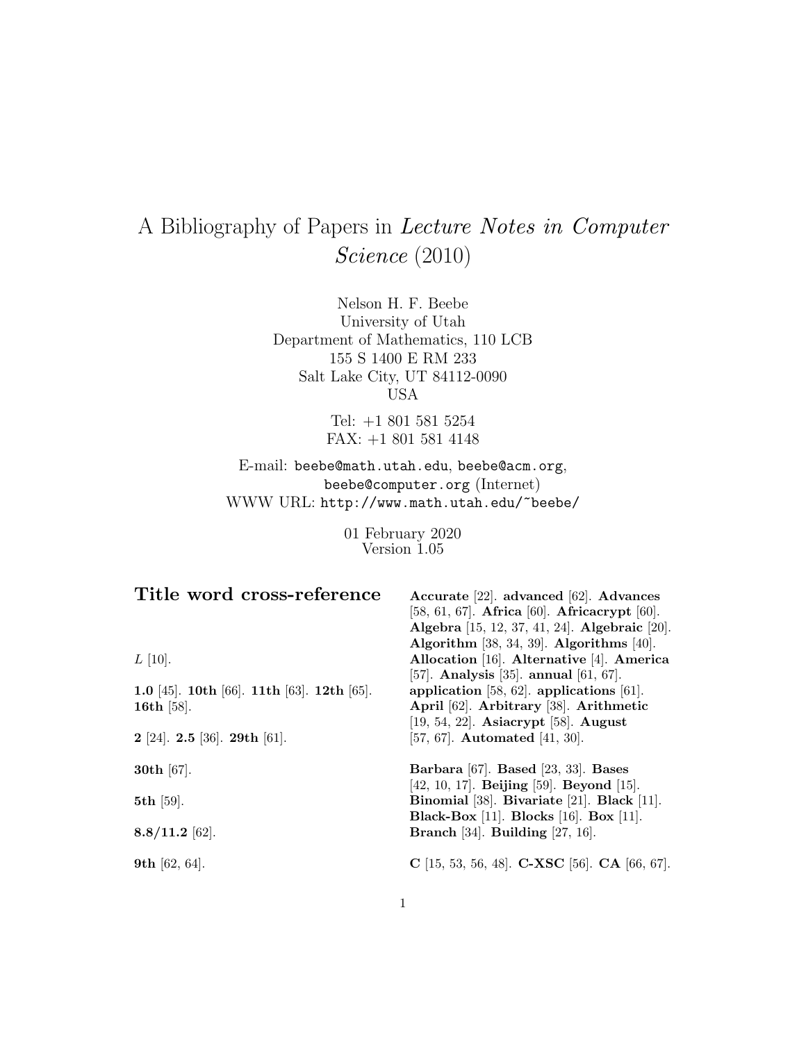# A Bibliography of Papers in *Lecture Notes in Computer Science* (2010)

Nelson H. F. Beebe
University of Utah
Department of Mathematics, 110 LCB
155 S 1400 E RM 233
Salt Lake City, UT 84112-0090
USA

Tel: +1 801 581 5254
FAX: +1 801 581 4148

E-mail: `beebe@math.utah.edu`, `beebe@acm.org`, `beebe@computer.org` (Internet)
WWW URL: `http://www.math.utah.edu/~beebe/`

01 February 2020
Version 1.05

## Title word cross-reference

*L* [10].

**1.0** [45]. **10th** [66]. **11th** [63]. **12th** [65]. **16th** [58].

**2** [24]. **2.5** [36]. **29th** [61].

**30th** [67].

**5th** [59].

**8.8/11.2** [62].

**9th** [62, 64].

**Accurate** [22]. **advanced** [62]. **Advances** [58, 61, 67]. **Africa** [60]. **Africacrypt** [60]. **Algebra** [15, 12, 37, 41, 24]. **Algebraic** [20]. **Algorithm** [38, 34, 39]. **Algorithms** [40]. **Allocation** [16]. **Alternative** [4]. **America** [57]. **Analysis** [35]. **annual** [61, 67]. **application** [58, 62]. **applications** [61]. **April** [62]. **Arbitrary** [38]. **Arithmetic** [19, 54, 22]. **Asiacrypt** [58]. **August** [57, 67]. **Automated** [41, 30].

**Barbara** [67]. **Based** [23, 33]. **Bases** [42, 10, 17]. **Beijing** [59]. **Beyond** [15]. **Binomial** [38]. **Bivariate** [21]. **Black** [11]. **Black-Box** [11]. **Blocks** [16]. **Box** [11]. **Branch** [34]. **Building** [27, 16].

**C** [15, 53, 56, 48]. **C-XSC** [56]. **CA** [66, 67].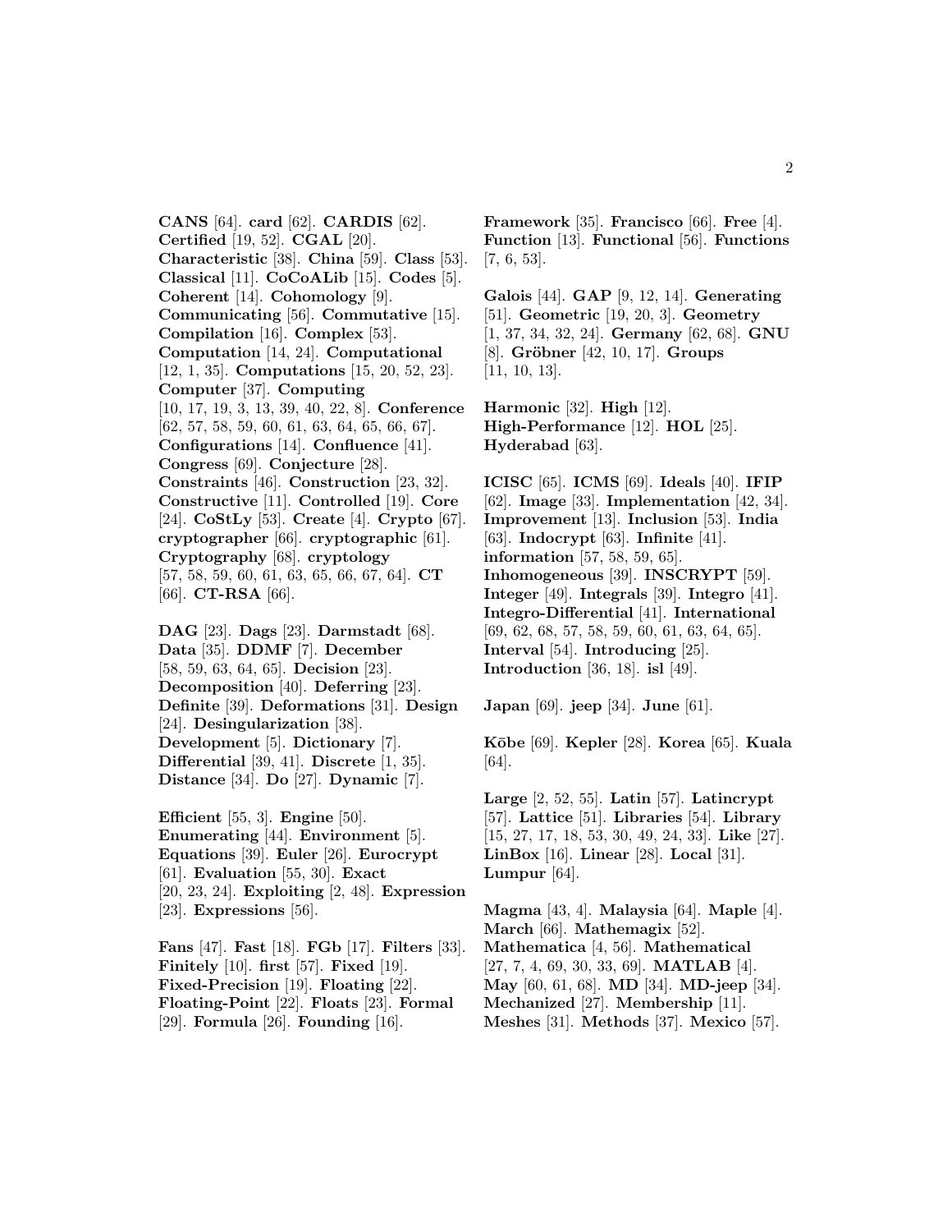**CANS** [64]. **card** [62]. **CARDIS** [62]. **Certified** [19, 52]. **CGAL** [20]. **Characteristic** [38]. **China** [59]. **Class** [53]. **Classical** [11]. **CoCoALib** [15]. **Codes** [5]. **Coherent** [14]. **Cohomology** [9]. **Communicating** [56]. **Commutative** [15]. **Compilation** [16]. **Complex** [53]. **Computation** [14, 24]. **Computational** [12, 1, 35]. **Computations** [15, 20, 52, 23]. **Computer** [37]. **Computing** [10, 17, 19, 3, 13, 39, 40, 22, 8]. **Conference** [62, 57, 58, 59, 60, 61, 63, 64, 65, 66, 67]. **Configurations** [14]. **Confluence** [41]. **Congress** [69]. **Conjecture** [28]. **Constraints** [46]. **Construction** [23, 32]. **Constructive** [11]. **Controlled** [19]. **Core** [24]. **CoStLy** [53]. **Create** [4]. **Crypto** [67]. **cryptographer** [66]. **cryptographic** [61]. **Cryptography** [68]. **cryptology** [57, 58, 59, 60, 61, 63, 65, 66, 67, 64]. **CT** [66]. **CT-RSA** [66].

**DAG** [23]. **Dags** [23]. **Darmstadt** [68]. **Data** [35]. **DDMF** [7]. **December** [58, 59, 63, 64, 65]. **Decision** [23]. **Decomposition** [40]. **Deferring** [23]. **Definite** [39]. **Deformations** [31]. **Design** [24]. **Desingularization** [38]. **Development** [5]. **Dictionary** [7]. **Differential** [39, 41]. **Discrete** [1, 35]. **Distance** [34]. **Do** [27]. **Dynamic** [7].

**Efficient** [55, 3]. **Engine** [50]. **Enumerating** [44]. **Environment** [5]. **Equations** [39]. **Euler** [26]. **Eurocrypt** [61]. **Evaluation** [55, 30]. **Exact** [20, 23, 24]. **Exploiting** [2, 48]. **Expression** [23]. **Expressions** [56].

**Fans** [47]. **Fast** [18]. **FGb** [17]. **Filters** [33]. **Finitely** [10]. **first** [57]. **Fixed** [19]. **Fixed-Precision** [19]. **Floating** [22]. **Floating-Point** [22]. **Floats** [23]. **Formal** [29]. **Formula** [26]. **Founding** [16].

**Framework** [35]. **Francisco** [66]. **Free** [4]. **Function** [13]. **Functional** [56]. **Functions** [7, 6, 53].

**Galois** [44]. **GAP** [9, 12, 14]. **Generating** [51]. **Geometric** [19, 20, 3]. **Geometry** [1, 37, 34, 32, 24]. **Germany** [62, 68]. **GNU** [8]. **Gröbner** [42, 10, 17]. **Groups** [11, 10, 13].

**Harmonic** [32]. **High** [12]. **High-Performance** [12]. **HOL** [25]. **Hyderabad** [63].

**ICISC** [65]. **ICMS** [69]. **Ideals** [40]. **IFIP** [62]. **Image** [33]. **Implementation** [42, 34]. **Improvement** [13]. **Inclusion** [53]. **India** [63]. **Indocrypt** [63]. **Infinite** [41]. **information** [57, 58, 59, 65]. **Inhomogeneous** [39]. **INSCRYPT** [59]. **Integer** [49]. **Integrals** [39]. **Integro** [41]. **Integro-Differential** [41]. **International** [69, 62, 68, 57, 58, 59, 60, 61, 63, 64, 65]. **Interval** [54]. **Introducing** [25]. **Introduction** [36, 18]. **isl** [49].

**Japan** [69]. **jeep** [34]. **June** [61].

**Kōbe** [69]. **Kepler** [28]. **Korea** [65]. **Kuala** [64].

**Large** [2, 52, 55]. **Latin** [57]. **Latincrypt** [57]. **Lattice** [51]. **Libraries** [54]. **Library** [15, 27, 17, 18, 53, 30, 49, 24, 33]. **Like** [27]. **LinBox** [16]. **Linear** [28]. **Local** [31]. **Lumpur** [64].

**Magma** [43, 4]. **Malaysia** [64]. **Maple** [4]. **March** [66]. **Mathemagix** [52]. **Mathematica** [4, 56]. **Mathematical** [27, 7, 4, 69, 30, 33, 69]. **MATLAB** [4]. **May** [60, 61, 68]. **MD** [34]. **MD-jeep** [34]. **Mechanized** [27]. **Membership** [11]. **Meshes** [31]. **Methods** [37]. **Mexico** [57].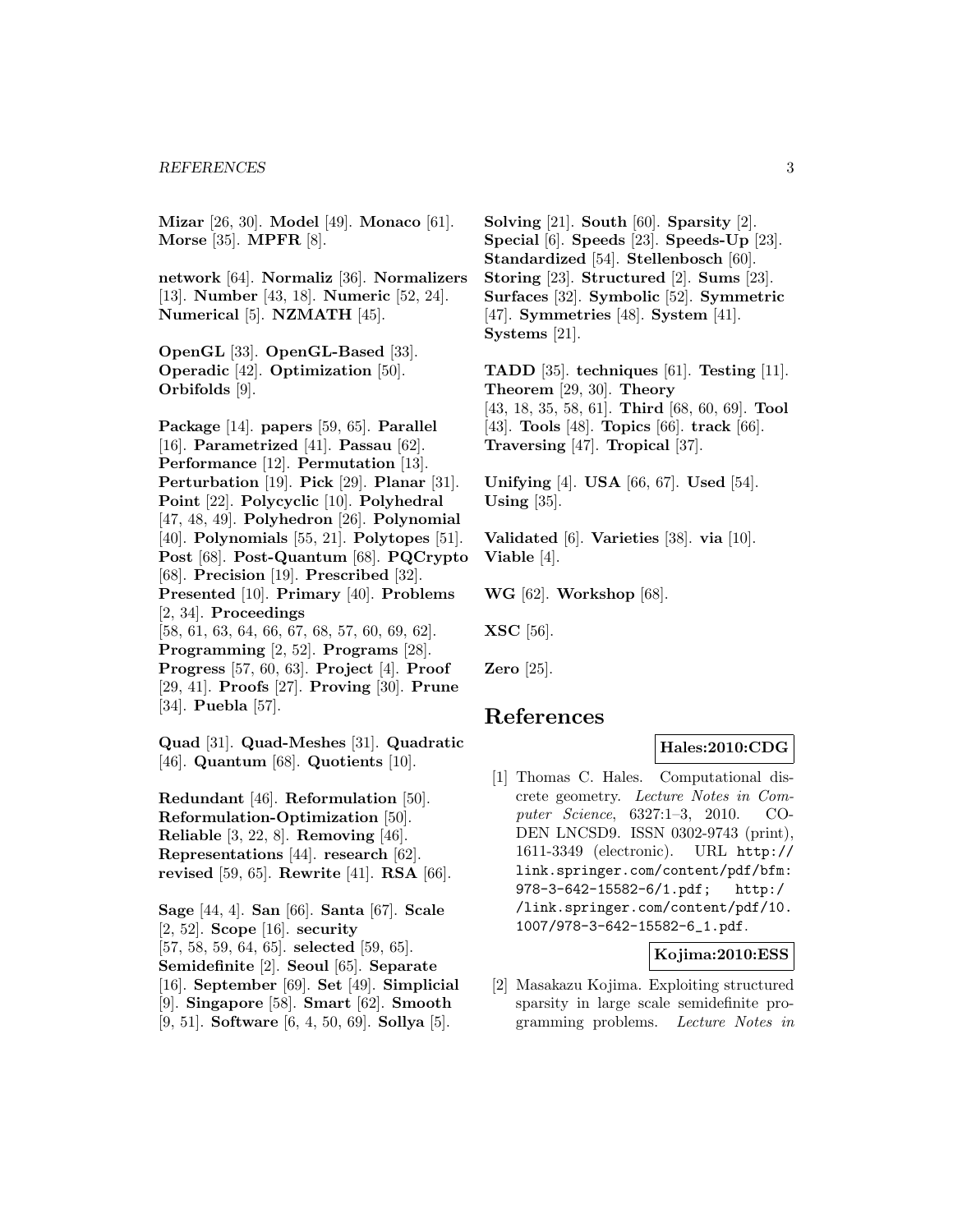**Mizar** [26, 30]. **Model** [49]. **Monaco** [61]. **Morse** [35]. **MPFR** [8].

**network** [64]. **Normaliz** [36]. **Normalizers** [13]. **Number** [43, 18]. **Numeric** [52, 24]. **Numerical** [5]. **NZMATH** [45].

**OpenGL** [33]. **OpenGL-Based** [33]. **Operadic** [42]. **Optimization** [50]. **Orbifolds** [9].

**Package** [14]. **papers** [59, 65]. **Parallel** [16]. **Parametrized** [41]. **Passau** [62]. **Performance** [12]. **Permutation** [13]. **Perturbation** [19]. **Pick** [29]. **Planar** [31]. **Point** [22]. **Polycyclic** [10]. **Polyhedral** [47, 48, 49]. **Polyhedron** [26]. **Polynomial** [40]. **Polynomials** [55, 21]. **Polytopes** [51]. **Post** [68]. **Post-Quantum** [68]. **PQCrypto** [68]. **Precision** [19]. **Prescribed** [32]. **Presented** [10]. **Primary** [40]. **Problems** [2, 34]. **Proceedings** [58, 61, 63, 64, 66, 67, 68, 57, 60, 69, 62]. **Programming** [2, 52]. **Programs** [28]. **Progress** [57, 60, 63]. **Project** [4]. **Proof** [29, 41]. **Proofs** [27]. **Proving** [30]. **Prune** [34]. **Puebla** [57].

**Quad** [31]. **Quad-Meshes** [31]. **Quadratic** [46]. **Quantum** [68]. **Quotients** [10].

**Redundant** [46]. **Reformulation** [50]. **Reformulation-Optimization** [50]. **Reliable** [3, 22, 8]. **Removing** [46]. **Representations** [44]. **research** [62]. **revised** [59, 65]. **Rewrite** [41]. **RSA** [66].

**Sage** [44, 4]. **San** [66]. **Santa** [67]. **Scale** [2, 52]. **Scope** [16]. **security** [57, 58, 59, 64, 65]. **selected** [59, 65]. **Semidefinite** [2]. **Seoul** [65]. **Separate** [16]. **September** [69]. **Set** [49]. **Simplicial** [9]. **Singapore** [58]. **Smart** [62]. **Smooth** [9, 51]. **Software** [6, 4, 50, 69]. **Sollya** [5]. **Solving** [21]. **South** [60]. **Sparsity** [2]. **Special** [6]. **Speeds** [23]. **Speeds-Up** [23]. **Standardized** [54]. **Stellenbosch** [60]. **Storing** [23]. **Structured** [2]. **Sums** [23]. **Surfaces** [32]. **Symbolic** [52]. **Symmetric** [47]. **Symmetries** [48]. **System** [41]. **Systems** [21].

**TADD** [35]. **techniques** [61]. **Testing** [11]. **Theorem** [29, 30]. **Theory** [43, 18, 35, 58, 61]. **Third** [68, 60, 69]. **Tool** [43]. **Tools** [48]. **Topics** [66]. **track** [66]. **Traversing** [47]. **Tropical** [37].

**Unifying** [4]. **USA** [66, 67]. **Used** [54]. **Using** [35].

**Validated** [6]. **Varieties** [38]. **via** [10]. **Viable** [4].

**WG** [62]. **Workshop** [68].

**XSC** [56].

**Zero** [25].

# References

**Hales:2010:CDG**

[1] Thomas C. Hales. Computational discrete geometry. *Lecture Notes in Computer Science*, 6327:1–3, 2010. CODEN LNCSD9. ISSN 0302-9743 (print), 1611-3349 (electronic). URL http://link.springer.com/content/pdf/bfm:978-3-642-15582-6/1.pdf; http://link.springer.com/content/pdf/10.1007/978-3-642-15582-6_1.pdf.

**Kojima:2010:ESS**

[2] Masakazu Kojima. Exploiting structured sparsity in large scale semidefinite programming problems. *Lecture Notes in*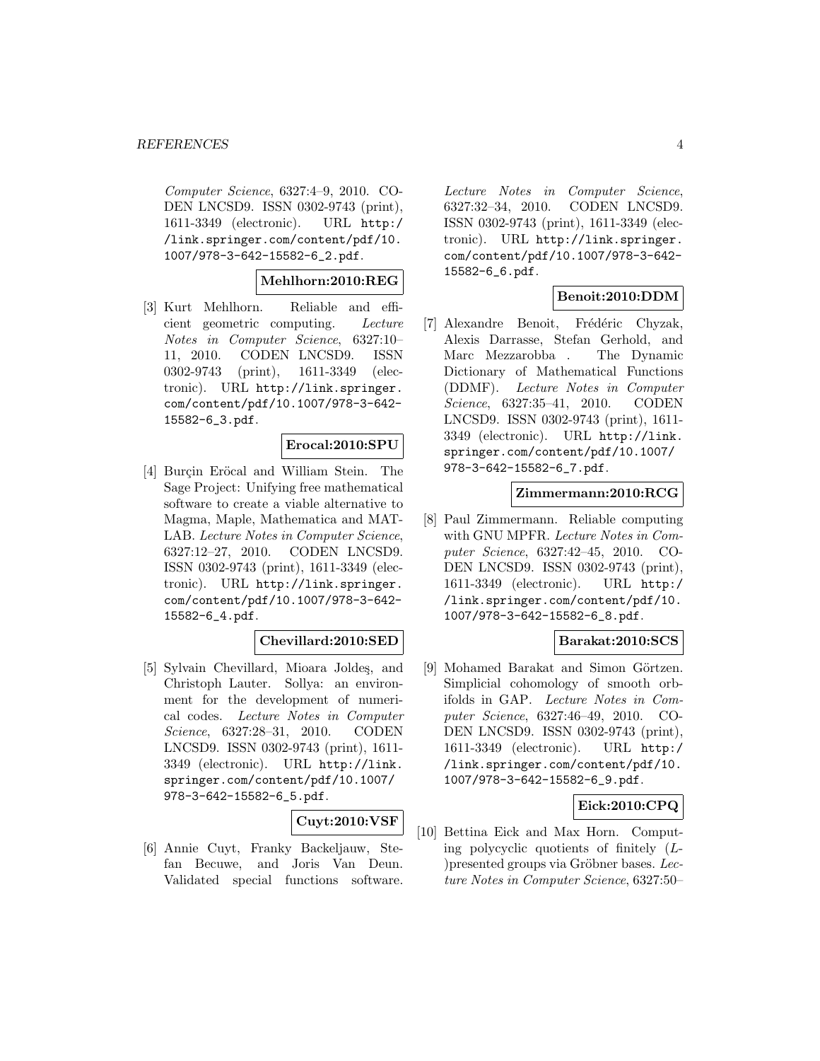Computer Science, 6327:4–9, 2010. CODEN LNCSD9. ISSN 0302-9743 (print), 1611-3349 (electronic). URL http://link.springer.com/content/pdf/10.1007/978-3-642-15582-6_2.pdf.

**Mehlhorn:2010:REG**

[3] Kurt Mehlhorn. Reliable and efficient geometric computing. *Lecture Notes in Computer Science*, 6327:10–11, 2010. CODEN LNCSD9. ISSN 0302-9743 (print), 1611-3349 (electronic). URL http://link.springer.com/content/pdf/10.1007/978-3-642-15582-6_3.pdf.

**Erocal:2010:SPU**

[4] Burçin Eröcal and William Stein. The Sage Project: Unifying free mathematical software to create a viable alternative to Magma, Maple, Mathematica and MATLAB. *Lecture Notes in Computer Science*, 6327:12–27, 2010. CODEN LNCSD9. ISSN 0302-9743 (print), 1611-3349 (electronic). URL http://link.springer.com/content/pdf/10.1007/978-3-642-15582-6_4.pdf.

**Chevillard:2010:SED**

[5] Sylvain Chevillard, Mioara Joldeş, and Christoph Lauter. Sollya: an environment for the development of numerical codes. *Lecture Notes in Computer Science*, 6327:28–31, 2010. CODEN LNCSD9. ISSN 0302-9743 (print), 1611-3349 (electronic). URL http://link.springer.com/content/pdf/10.1007/978-3-642-15582-6_5.pdf.

**Cuyt:2010:VSF**

[6] Annie Cuyt, Franky Backeljauw, Stefan Becuwe, and Joris Van Deun. Validated special functions software. *Lecture Notes in Computer Science*, 6327:32–34, 2010. CODEN LNCSD9. ISSN 0302-9743 (print), 1611-3349 (electronic). URL http://link.springer.com/content/pdf/10.1007/978-3-642-15582-6_6.pdf.

**Benoit:2010:DDM**

[7] Alexandre Benoit, Frédéric Chyzak, Alexis Darrasse, Stefan Gerhold, and Marc Mezzarobba . The Dynamic Dictionary of Mathematical Functions (DDMF). *Lecture Notes in Computer Science*, 6327:35–41, 2010. CODEN LNCSD9. ISSN 0302-9743 (print), 1611-3349 (electronic). URL http://link.springer.com/content/pdf/10.1007/978-3-642-15582-6_7.pdf.

**Zimmermann:2010:RCG**

[8] Paul Zimmermann. Reliable computing with GNU MPFR. *Lecture Notes in Computer Science*, 6327:42–45, 2010. CODEN LNCSD9. ISSN 0302-9743 (print), 1611-3349 (electronic). URL http://link.springer.com/content/pdf/10.1007/978-3-642-15582-6_8.pdf.

**Barakat:2010:SCS**

[9] Mohamed Barakat and Simon Görtzen. Simplicial cohomology of smooth orbifolds in GAP. *Lecture Notes in Computer Science*, 6327:46–49, 2010. CODEN LNCSD9. ISSN 0302-9743 (print), 1611-3349 (electronic). URL http://link.springer.com/content/pdf/10.1007/978-3-642-15582-6_9.pdf.

**Eick:2010:CPQ**

[10] Bettina Eick and Max Horn. Computing polycyclic quotients of finitely ($L$-)presented groups via Gröbner bases. *Lecture Notes in Computer Science*, 6327:50–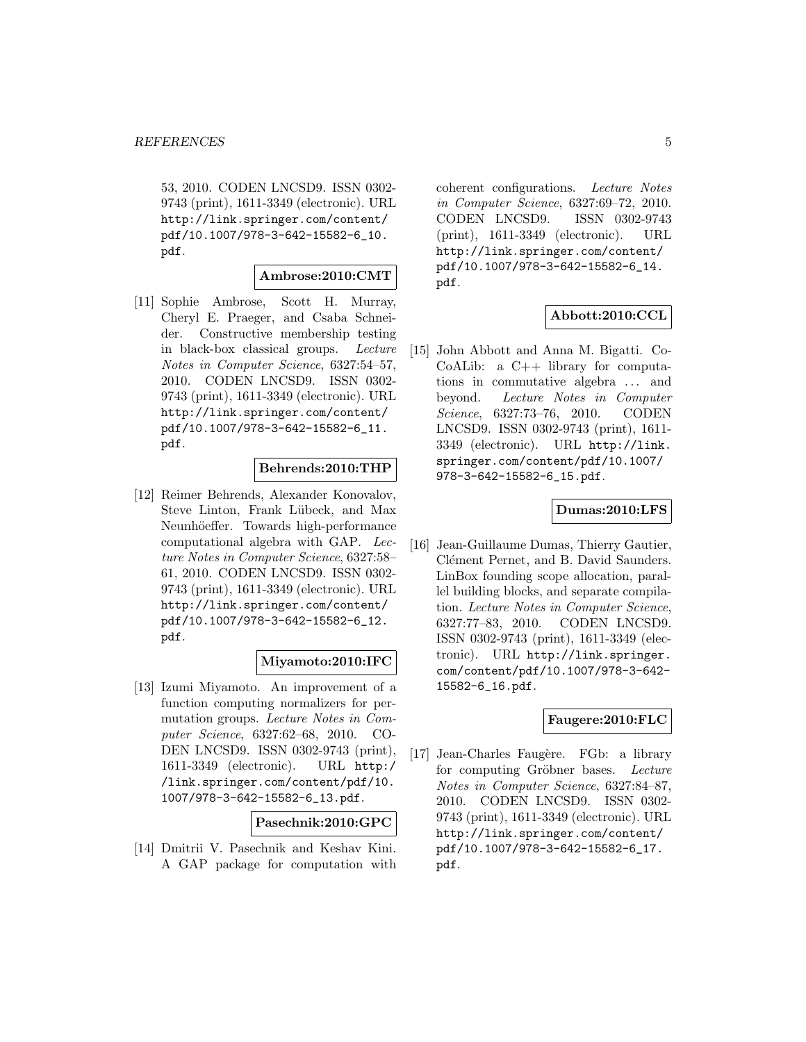53, 2010. CODEN LNCSD9. ISSN 0302-9743 (print), 1611-3349 (electronic). URL http://link.springer.com/content/pdf/10.1007/978-3-642-15582-6_10.pdf.

**Ambrose:2010:CMT**

[11] Sophie Ambrose, Scott H. Murray, Cheryl E. Praeger, and Csaba Schneider. Constructive membership testing in black-box classical groups. *Lecture Notes in Computer Science*, 6327:54–57, 2010. CODEN LNCSD9. ISSN 0302-9743 (print), 1611-3349 (electronic). URL http://link.springer.com/content/pdf/10.1007/978-3-642-15582-6_11.pdf.

**Behrends:2010:THP**

[12] Reimer Behrends, Alexander Konovalov, Steve Linton, Frank Lübeck, and Max Neunhöeffer. Towards high-performance computational algebra with GAP. *Lecture Notes in Computer Science*, 6327:58–61, 2010. CODEN LNCSD9. ISSN 0302-9743 (print), 1611-3349 (electronic). URL http://link.springer.com/content/pdf/10.1007/978-3-642-15582-6_12.pdf.

**Miyamoto:2010:IFC**

[13] Izumi Miyamoto. An improvement of a function computing normalizers for permutation groups. *Lecture Notes in Computer Science*, 6327:62–68, 2010. CODEN LNCSD9. ISSN 0302-9743 (print), 1611-3349 (electronic). URL http://link.springer.com/content/pdf/10.1007/978-3-642-15582-6_13.pdf.

**Pasechnik:2010:GPC**

[14] Dmitrii V. Pasechnik and Keshav Kini. A GAP package for computation with coherent configurations. *Lecture Notes in Computer Science*, 6327:69–72, 2010. CODEN LNCSD9. ISSN 0302-9743 (print), 1611-3349 (electronic). URL http://link.springer.com/content/pdf/10.1007/978-3-642-15582-6_14.pdf.

**Abbott:2010:CCL**

[15] John Abbott and Anna M. Bigatti. CoCoALib: a C++ library for computations in commutative algebra ... and beyond. *Lecture Notes in Computer Science*, 6327:73–76, 2010. CODEN LNCSD9. ISSN 0302-9743 (print), 1611-3349 (electronic). URL http://link.springer.com/content/pdf/10.1007/978-3-642-15582-6_15.pdf.

**Dumas:2010:LFS**

[16] Jean-Guillaume Dumas, Thierry Gautier, Clément Pernet, and B. David Saunders. LinBox founding scope allocation, parallel building blocks, and separate compilation. *Lecture Notes in Computer Science*, 6327:77–83, 2010. CODEN LNCSD9. ISSN 0302-9743 (print), 1611-3349 (electronic). URL http://link.springer.com/content/pdf/10.1007/978-3-642-15582-6_16.pdf.

**Faugere:2010:FLC**

[17] Jean-Charles Faugère. FGb: a library for computing Gröbner bases. *Lecture Notes in Computer Science*, 6327:84–87, 2010. CODEN LNCSD9. ISSN 0302-9743 (print), 1611-3349 (electronic). URL http://link.springer.com/content/pdf/10.1007/978-3-642-15582-6_17.pdf.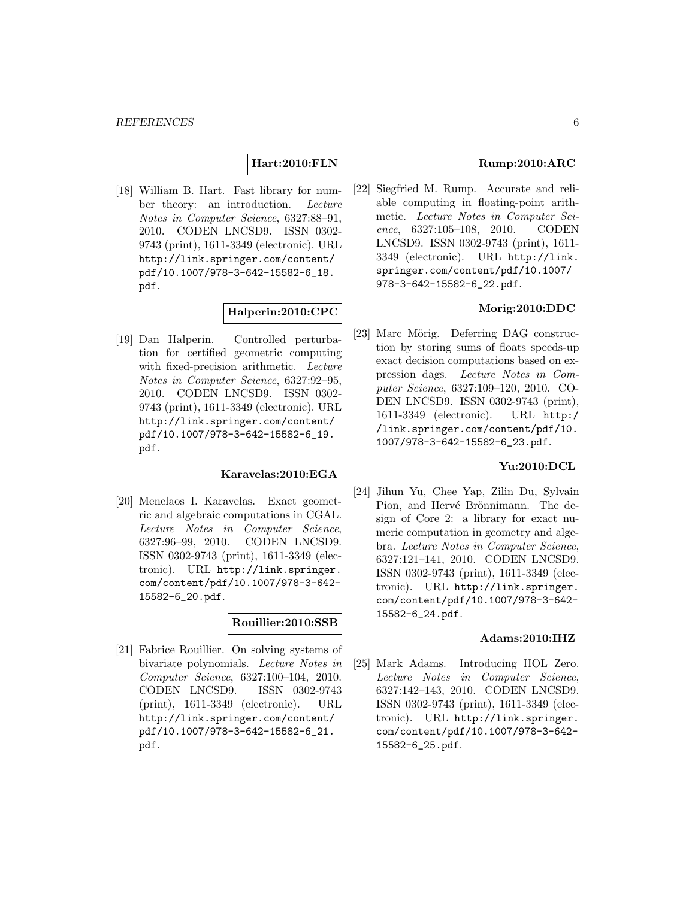**Hart:2010:FLN**

[18] William B. Hart. Fast library for number theory: an introduction. *Lecture Notes in Computer Science*, 6327:88–91, 2010. CODEN LNCSD9. ISSN 0302-9743 (print), 1611-3349 (electronic). URL http://link.springer.com/content/pdf/10.1007/978-3-642-15582-6_18.pdf.

**Halperin:2010:CPC**

[19] Dan Halperin. Controlled perturbation for certified geometric computing with fixed-precision arithmetic. *Lecture Notes in Computer Science*, 6327:92–95, 2010. CODEN LNCSD9. ISSN 0302-9743 (print), 1611-3349 (electronic). URL http://link.springer.com/content/pdf/10.1007/978-3-642-15582-6_19.pdf.

**Karavelas:2010:EGA**

[20] Menelaos I. Karavelas. Exact geometric and algebraic computations in CGAL. *Lecture Notes in Computer Science*, 6327:96–99, 2010. CODEN LNCSD9. ISSN 0302-9743 (print), 1611-3349 (electronic). URL http://link.springer.com/content/pdf/10.1007/978-3-642-15582-6_20.pdf.

**Rouillier:2010:SSB**

[21] Fabrice Rouillier. On solving systems of bivariate polynomials. *Lecture Notes in Computer Science*, 6327:100–104, 2010. CODEN LNCSD9. ISSN 0302-9743 (print), 1611-3349 (electronic). URL http://link.springer.com/content/pdf/10.1007/978-3-642-15582-6_21.pdf.

**Rump:2010:ARC**

[22] Siegfried M. Rump. Accurate and reliable computing in floating-point arithmetic. *Lecture Notes in Computer Science*, 6327:105–108, 2010. CODEN LNCSD9. ISSN 0302-9743 (print), 1611-3349 (electronic). URL http://link.springer.com/content/pdf/10.1007/978-3-642-15582-6_22.pdf.

**Morig:2010:DDC**

[23] Marc Mörig. Deferring DAG construction by storing sums of floats speeds-up exact decision computations based on expression dags. *Lecture Notes in Computer Science*, 6327:109–120, 2010. CODEN LNCSD9. ISSN 0302-9743 (print), 1611-3349 (electronic). URL http://link.springer.com/content/pdf/10.1007/978-3-642-15582-6_23.pdf.

**Yu:2010:DCL**

[24] Jihun Yu, Chee Yap, Zilin Du, Sylvain Pion, and Hervé Brönnimann. The design of Core 2: a library for exact numeric computation in geometry and algebra. *Lecture Notes in Computer Science*, 6327:121–141, 2010. CODEN LNCSD9. ISSN 0302-9743 (print), 1611-3349 (electronic). URL http://link.springer.com/content/pdf/10.1007/978-3-642-15582-6_24.pdf.

**Adams:2010:IHZ**

[25] Mark Adams. Introducing HOL Zero. *Lecture Notes in Computer Science*, 6327:142–143, 2010. CODEN LNCSD9. ISSN 0302-9743 (print), 1611-3349 (electronic). URL http://link.springer.com/content/pdf/10.1007/978-3-642-15582-6_25.pdf.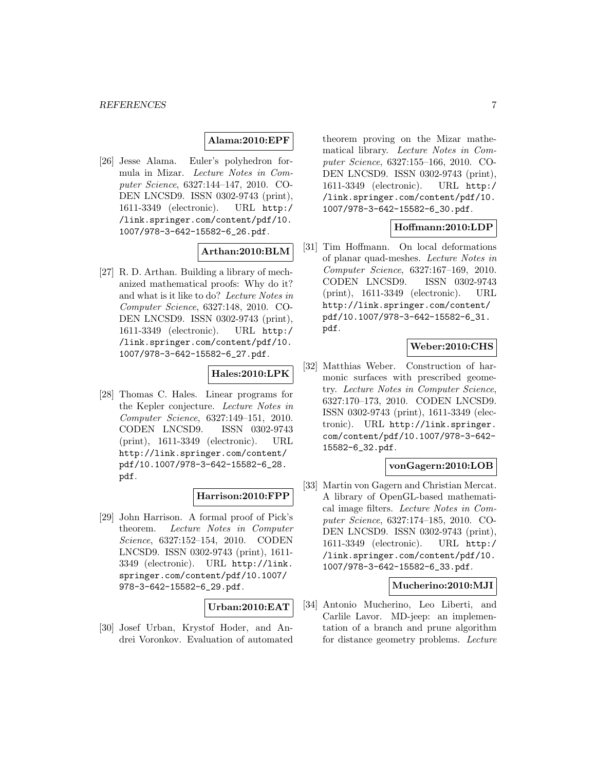**Alama:2010:EPF**

[26] Jesse Alama. Euler's polyhedron formula in Mizar. *Lecture Notes in Computer Science*, 6327:144–147, 2010. CODEN LNCSD9. ISSN 0302-9743 (print), 1611-3349 (electronic). URL http://link.springer.com/content/pdf/10.1007/978-3-642-15582-6_26.pdf.

**Arthan:2010:BLM**

[27] R. D. Arthan. Building a library of mechanized mathematical proofs: Why do it? and what is it like to do? *Lecture Notes in Computer Science*, 6327:148, 2010. CODEN LNCSD9. ISSN 0302-9743 (print), 1611-3349 (electronic). URL http://link.springer.com/content/pdf/10.1007/978-3-642-15582-6_27.pdf.

**Hales:2010:LPK**

[28] Thomas C. Hales. Linear programs for the Kepler conjecture. *Lecture Notes in Computer Science*, 6327:149–151, 2010. CODEN LNCSD9. ISSN 0302-9743 (print), 1611-3349 (electronic). URL http://link.springer.com/content/pdf/10.1007/978-3-642-15582-6_28.pdf.

**Harrison:2010:FPP**

[29] John Harrison. A formal proof of Pick's theorem. *Lecture Notes in Computer Science*, 6327:152–154, 2010. CODEN LNCSD9. ISSN 0302-9743 (print), 1611-3349 (electronic). URL http://link.springer.com/content/pdf/10.1007/978-3-642-15582-6_29.pdf.

**Urban:2010:EAT**

[30] Josef Urban, Krystof Hoder, and Andrei Voronkov. Evaluation of automated theorem proving on the Mizar mathematical library. *Lecture Notes in Computer Science*, 6327:155–166, 2010. CODEN LNCSD9. ISSN 0302-9743 (print), 1611-3349 (electronic). URL http://link.springer.com/content/pdf/10.1007/978-3-642-15582-6_30.pdf.

**Hoffmann:2010:LDP**

[31] Tim Hoffmann. On local deformations of planar quad-meshes. *Lecture Notes in Computer Science*, 6327:167–169, 2010. CODEN LNCSD9. ISSN 0302-9743 (print), 1611-3349 (electronic). URL http://link.springer.com/content/pdf/10.1007/978-3-642-15582-6_31.pdf.

**Weber:2010:CHS**

[32] Matthias Weber. Construction of harmonic surfaces with prescribed geometry. *Lecture Notes in Computer Science*, 6327:170–173, 2010. CODEN LNCSD9. ISSN 0302-9743 (print), 1611-3349 (electronic). URL http://link.springer.com/content/pdf/10.1007/978-3-642-15582-6_32.pdf.

**vonGagern:2010:LOB**

[33] Martin von Gagern and Christian Mercat. A library of OpenGL-based mathematical image filters. *Lecture Notes in Computer Science*, 6327:174–185, 2010. CODEN LNCSD9. ISSN 0302-9743 (print), 1611-3349 (electronic). URL http://link.springer.com/content/pdf/10.1007/978-3-642-15582-6_33.pdf.

**Mucherino:2010:MJI**

[34] Antonio Mucherino, Leo Liberti, and Carlile Lavor. MD-jeep: an implementation of a branch and prune algorithm for distance geometry problems. *Lecture*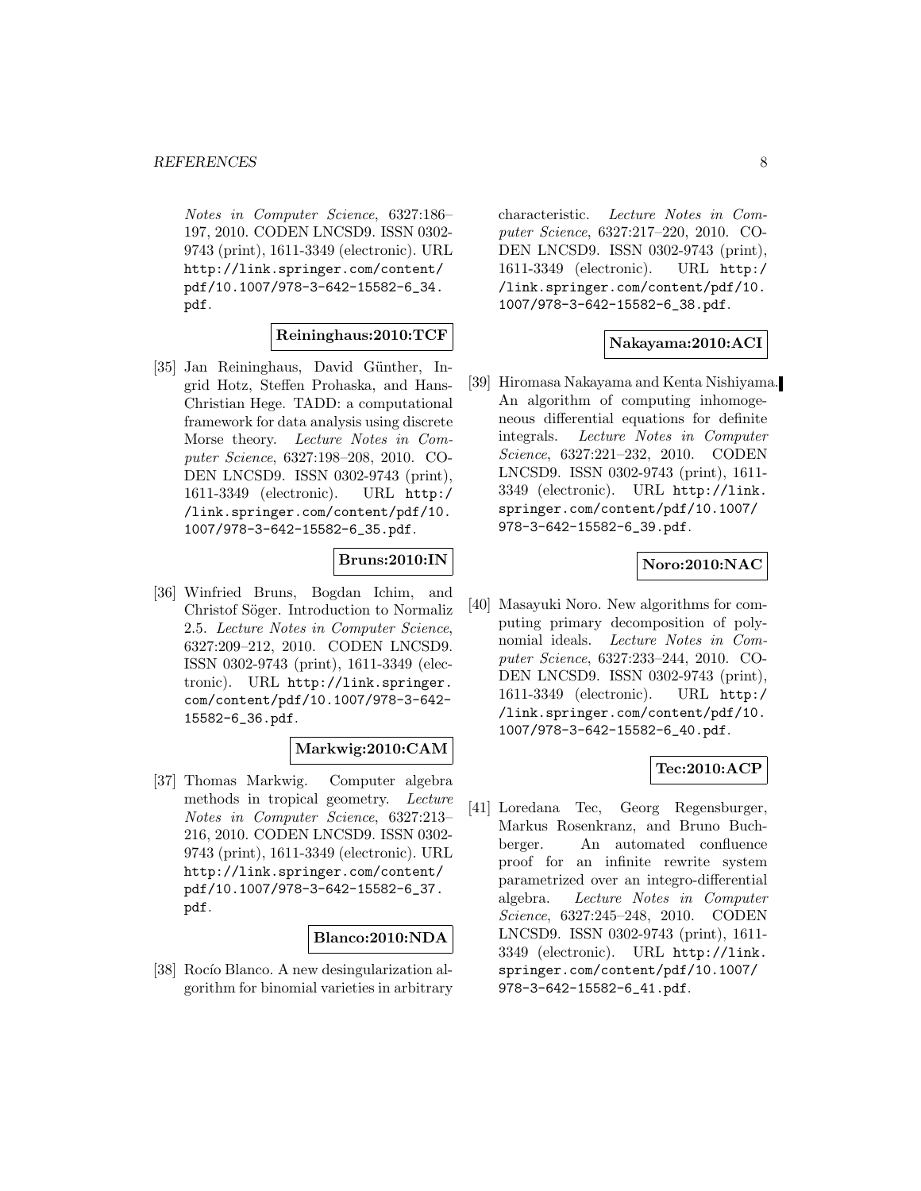*Notes in Computer Science*, 6327:186–197, 2010. CODEN LNCSD9. ISSN 0302-9743 (print), 1611-3349 (electronic). URL http://link.springer.com/content/pdf/10.1007/978-3-642-15582-6_34.pdf.

**Reininghaus:2010:TCF**

[35] Jan Reininghaus, David Günther, Ingrid Hotz, Steffen Prohaska, and Hans-Christian Hege. TADD: a computational framework for data analysis using discrete Morse theory. *Lecture Notes in Computer Science*, 6327:198–208, 2010. CODEN LNCSD9. ISSN 0302-9743 (print), 1611-3349 (electronic). URL http://link.springer.com/content/pdf/10.1007/978-3-642-15582-6_35.pdf.

**Bruns:2010:IN**

[36] Winfried Bruns, Bogdan Ichim, and Christof Söger. Introduction to Normaliz 2.5. *Lecture Notes in Computer Science*, 6327:209–212, 2010. CODEN LNCSD9. ISSN 0302-9743 (print), 1611-3349 (electronic). URL http://link.springer.com/content/pdf/10.1007/978-3-642-15582-6_36.pdf.

**Markwig:2010:CAM**

[37] Thomas Markwig. Computer algebra methods in tropical geometry. *Lecture Notes in Computer Science*, 6327:213–216, 2010. CODEN LNCSD9. ISSN 0302-9743 (print), 1611-3349 (electronic). URL http://link.springer.com/content/pdf/10.1007/978-3-642-15582-6_37.pdf.

**Blanco:2010:NDA**

[38] Rocío Blanco. A new desingularization algorithm for binomial varieties in arbitrary characteristic. *Lecture Notes in Computer Science*, 6327:217–220, 2010. CODEN LNCSD9. ISSN 0302-9743 (print), 1611-3349 (electronic). URL http://link.springer.com/content/pdf/10.1007/978-3-642-15582-6_38.pdf.

**Nakayama:2010:ACI**

[39] Hiromasa Nakayama and Kenta Nishiyama. An algorithm of computing inhomogeneous differential equations for definite integrals. *Lecture Notes in Computer Science*, 6327:221–232, 2010. CODEN LNCSD9. ISSN 0302-9743 (print), 1611-3349 (electronic). URL http://link.springer.com/content/pdf/10.1007/978-3-642-15582-6_39.pdf.

**Noro:2010:NAC**

[40] Masayuki Noro. New algorithms for computing primary decomposition of polynomial ideals. *Lecture Notes in Computer Science*, 6327:233–244, 2010. CODEN LNCSD9. ISSN 0302-9743 (print), 1611-3349 (electronic). URL http://link.springer.com/content/pdf/10.1007/978-3-642-15582-6_40.pdf.

**Tec:2010:ACP**

[41] Loredana Tec, Georg Regensburger, Markus Rosenkranz, and Bruno Buchberger. An automated confluence proof for an infinite rewrite system parametrized over an integro-differential algebra. *Lecture Notes in Computer Science*, 6327:245–248, 2010. CODEN LNCSD9. ISSN 0302-9743 (print), 1611-3349 (electronic). URL http://link.springer.com/content/pdf/10.1007/978-3-642-15582-6_41.pdf.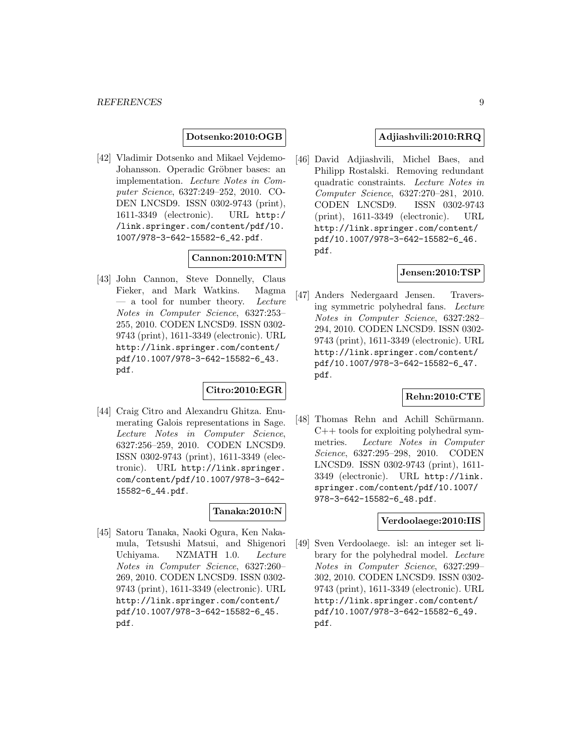**Dotsenko:2010:OGB**

[42] Vladimir Dotsenko and Mikael Vejdemo-Johansson. Operadic Gröbner bases: an implementation. *Lecture Notes in Computer Science*, 6327:249–252, 2010. CODEN LNCSD9. ISSN 0302-9743 (print), 1611-3349 (electronic). URL http://link.springer.com/content/pdf/10.1007/978-3-642-15582-6_42.pdf.

**Cannon:2010:MTN**

[43] John Cannon, Steve Donnelly, Claus Fieker, and Mark Watkins. Magma — a tool for number theory. *Lecture Notes in Computer Science*, 6327:253–255, 2010. CODEN LNCSD9. ISSN 0302-9743 (print), 1611-3349 (electronic). URL http://link.springer.com/content/pdf/10.1007/978-3-642-15582-6_43.pdf.

**Citro:2010:EGR**

[44] Craig Citro and Alexandru Ghitza. Enumerating Galois representations in Sage. *Lecture Notes in Computer Science*, 6327:256–259, 2010. CODEN LNCSD9. ISSN 0302-9743 (print), 1611-3349 (electronic). URL http://link.springer.com/content/pdf/10.1007/978-3-642-15582-6_44.pdf.

**Tanaka:2010:N**

[45] Satoru Tanaka, Naoki Ogura, Ken Nakamula, Tetsushi Matsui, and Shigenori Uchiyama. NZMATH 1.0. *Lecture Notes in Computer Science*, 6327:260–269, 2010. CODEN LNCSD9. ISSN 0302-9743 (print), 1611-3349 (electronic). URL http://link.springer.com/content/pdf/10.1007/978-3-642-15582-6_45.pdf.

**Adjiashvili:2010:RRQ**

[46] David Adjiashvili, Michel Baes, and Philipp Rostalski. Removing redundant quadratic constraints. *Lecture Notes in Computer Science*, 6327:270–281, 2010. CODEN LNCSD9. ISSN 0302-9743 (print), 1611-3349 (electronic). URL http://link.springer.com/content/pdf/10.1007/978-3-642-15582-6_46.pdf.

**Jensen:2010:TSP**

[47] Anders Nedergaard Jensen. Traversing symmetric polyhedral fans. *Lecture Notes in Computer Science*, 6327:282–294, 2010. CODEN LNCSD9. ISSN 0302-9743 (print), 1611-3349 (electronic). URL http://link.springer.com/content/pdf/10.1007/978-3-642-15582-6_47.pdf.

**Rehn:2010:CTE**

[48] Thomas Rehn and Achill Schürmann. C++ tools for exploiting polyhedral symmetries. *Lecture Notes in Computer Science*, 6327:295–298, 2010. CODEN LNCSD9. ISSN 0302-9743 (print), 1611-3349 (electronic). URL http://link.springer.com/content/pdf/10.1007/978-3-642-15582-6_48.pdf.

**Verdoolaege:2010:IIS**

[49] Sven Verdoolaege. isl: an integer set library for the polyhedral model. *Lecture Notes in Computer Science*, 6327:299–302, 2010. CODEN LNCSD9. ISSN 0302-9743 (print), 1611-3349 (electronic). URL http://link.springer.com/content/pdf/10.1007/978-3-642-15582-6_49.pdf.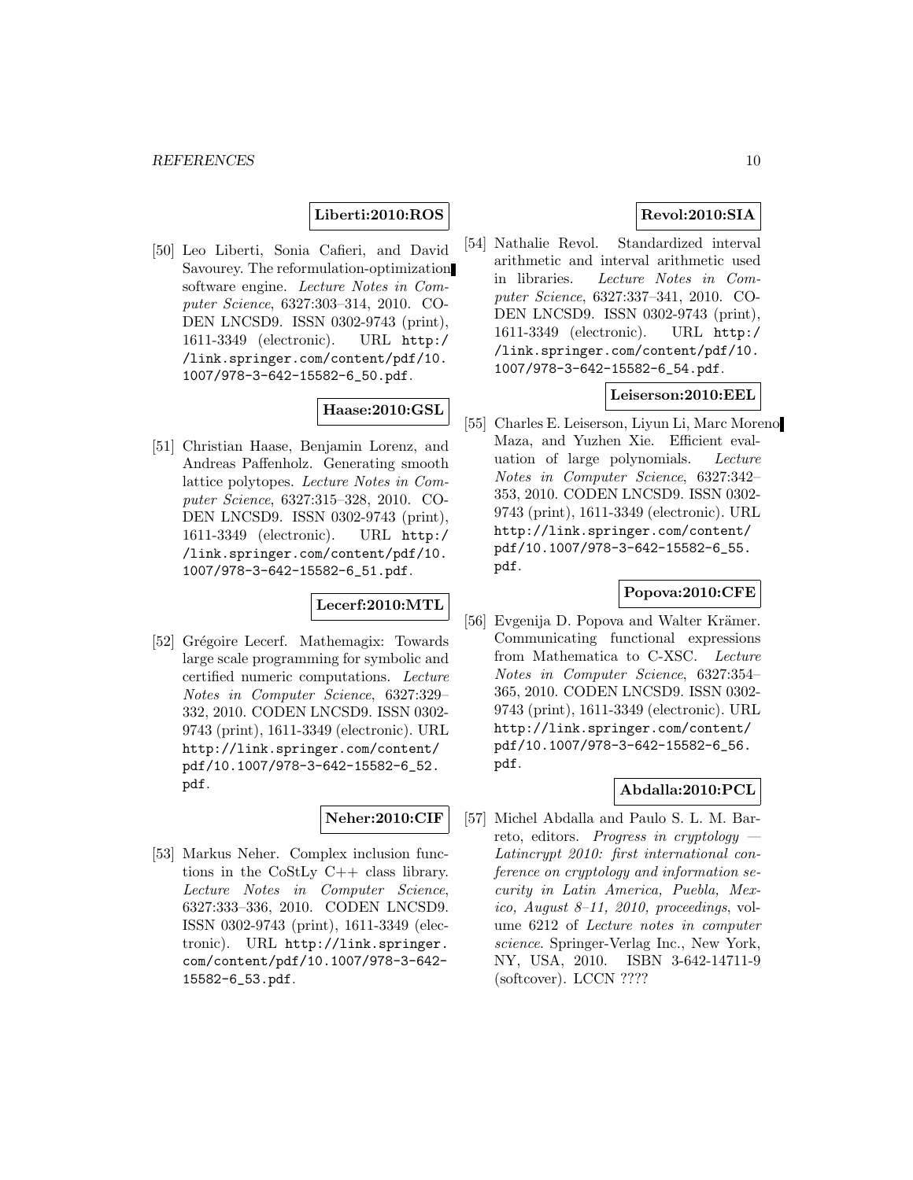**Liberti:2010:ROS**

[50] Leo Liberti, Sonia Cafieri, and David Savourey. The reformulation-optimization software engine. *Lecture Notes in Computer Science*, 6327:303–314, 2010. CODEN LNCSD9. ISSN 0302-9743 (print), 1611-3349 (electronic). URL http://link.springer.com/content/pdf/10.1007/978-3-642-15582-6_50.pdf.

**Haase:2010:GSL**

[51] Christian Haase, Benjamin Lorenz, and Andreas Paffenholz. Generating smooth lattice polytopes. *Lecture Notes in Computer Science*, 6327:315–328, 2010. CODEN LNCSD9. ISSN 0302-9743 (print), 1611-3349 (electronic). URL http://link.springer.com/content/pdf/10.1007/978-3-642-15582-6_51.pdf.

**Lecerf:2010:MTL**

[52] Grégoire Lecerf. Mathemagix: Towards large scale programming for symbolic and certified numeric computations. *Lecture Notes in Computer Science*, 6327:329–332, 2010. CODEN LNCSD9. ISSN 0302-9743 (print), 1611-3349 (electronic). URL http://link.springer.com/content/pdf/10.1007/978-3-642-15582-6_52.pdf.

**Neher:2010:CIF**

[53] Markus Neher. Complex inclusion functions in the CoStLy C++ class library. *Lecture Notes in Computer Science*, 6327:333–336, 2010. CODEN LNCSD9. ISSN 0302-9743 (print), 1611-3349 (electronic). URL http://link.springer.com/content/pdf/10.1007/978-3-642-15582-6_53.pdf.

**Revol:2010:SIA**

[54] Nathalie Revol. Standardized interval arithmetic and interval arithmetic used in libraries. *Lecture Notes in Computer Science*, 6327:337–341, 2010. CODEN LNCSD9. ISSN 0302-9743 (print), 1611-3349 (electronic). URL http://link.springer.com/content/pdf/10.1007/978-3-642-15582-6_54.pdf.

**Leiserson:2010:EEL**

[55] Charles E. Leiserson, Liyun Li, Marc Moreno Maza, and Yuzhen Xie. Efficient evaluation of large polynomials. *Lecture Notes in Computer Science*, 6327:342–353, 2010. CODEN LNCSD9. ISSN 0302-9743 (print), 1611-3349 (electronic). URL http://link.springer.com/content/pdf/10.1007/978-3-642-15582-6_55.pdf.

**Popova:2010:CFE**

[56] Evgenija D. Popova and Walter Krämer. Communicating functional expressions from Mathematica to C-XSC. *Lecture Notes in Computer Science*, 6327:354–365, 2010. CODEN LNCSD9. ISSN 0302-9743 (print), 1611-3349 (electronic). URL http://link.springer.com/content/pdf/10.1007/978-3-642-15582-6_56.pdf.

**Abdalla:2010:PCL**

[57] Michel Abdalla and Paulo S. L. M. Barreto, editors. *Progress in cryptology — Latincrypt 2010: first international conference on cryptology and information security in Latin America, Puebla, Mexico, August 8–11, 2010, proceedings*, volume 6212 of *Lecture notes in computer science*. Springer-Verlag Inc., New York, NY, USA, 2010. ISBN 3-642-14711-9 (softcover). LCCN ????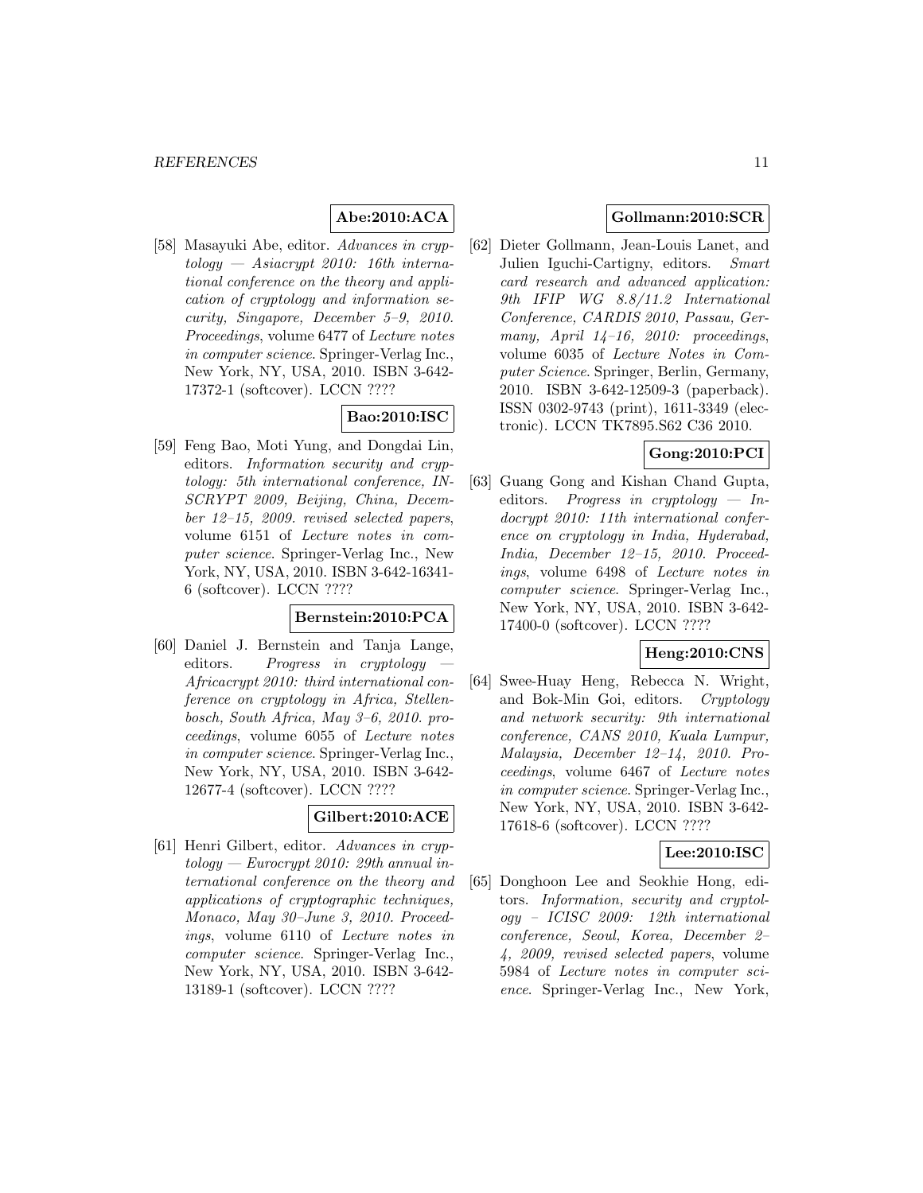**Abe:2010:ACA**

[58] Masayuki Abe, editor. *Advances in cryptology — Asiacrypt 2010: 16th international conference on the theory and application of cryptology and information security, Singapore, December 5–9, 2010. Proceedings*, volume 6477 of *Lecture notes in computer science*. Springer-Verlag Inc., New York, NY, USA, 2010. ISBN 3-642-17372-1 (softcover). LCCN ????

**Bao:2010:ISC**

[59] Feng Bao, Moti Yung, and Dongdai Lin, editors. *Information security and cryptology: 5th international conference, INSCRYPT 2009, Beijing, China, December 12–15, 2009. revised selected papers*, volume 6151 of *Lecture notes in computer science*. Springer-Verlag Inc., New York, NY, USA, 2010. ISBN 3-642-16341-6 (softcover). LCCN ????

**Bernstein:2010:PCA**

[60] Daniel J. Bernstein and Tanja Lange, editors. *Progress in cryptology — Africacrypt 2010: third international conference on cryptology in Africa, Stellenbosch, South Africa, May 3–6, 2010. proceedings*, volume 6055 of *Lecture notes in computer science*. Springer-Verlag Inc., New York, NY, USA, 2010. ISBN 3-642-12677-4 (softcover). LCCN ????

**Gilbert:2010:ACE**

[61] Henri Gilbert, editor. *Advances in cryptology — Eurocrypt 2010: 29th annual international conference on the theory and applications of cryptographic techniques, Monaco, May 30–June 3, 2010. Proceedings*, volume 6110 of *Lecture notes in computer science*. Springer-Verlag Inc., New York, NY, USA, 2010. ISBN 3-642-13189-1 (softcover). LCCN ????

**Gollmann:2010:SCR**

[62] Dieter Gollmann, Jean-Louis Lanet, and Julien Iguchi-Cartigny, editors. *Smart card research and advanced application: 9th IFIP WG 8.8/11.2 International Conference, CARDIS 2010, Passau, Germany, April 14–16, 2010: proceedings*, volume 6035 of *Lecture Notes in Computer Science*. Springer, Berlin, Germany, 2010. ISBN 3-642-12509-3 (paperback). ISSN 0302-9743 (print), 1611-3349 (electronic). LCCN TK7895.S62 C36 2010.

**Gong:2010:PCI**

[63] Guang Gong and Kishan Chand Gupta, editors. *Progress in cryptology — Indocrypt 2010: 11th international conference on cryptology in India, Hyderabad, India, December 12–15, 2010. Proceedings*, volume 6498 of *Lecture notes in computer science*. Springer-Verlag Inc., New York, NY, USA, 2010. ISBN 3-642-17400-0 (softcover). LCCN ????

**Heng:2010:CNS**

[64] Swee-Huay Heng, Rebecca N. Wright, and Bok-Min Goi, editors. *Cryptology and network security: 9th international conference, CANS 2010, Kuala Lumpur, Malaysia, December 12–14, 2010. Proceedings*, volume 6467 of *Lecture notes in computer science*. Springer-Verlag Inc., New York, NY, USA, 2010. ISBN 3-642-17618-6 (softcover). LCCN ????

**Lee:2010:ISC**

[65] Donghoon Lee and Seokhie Hong, editors. *Information, security and cryptology – ICISC 2009: 12th international conference, Seoul, Korea, December 2–4, 2009, revised selected papers*, volume 5984 of *Lecture notes in computer science*. Springer-Verlag Inc., New York,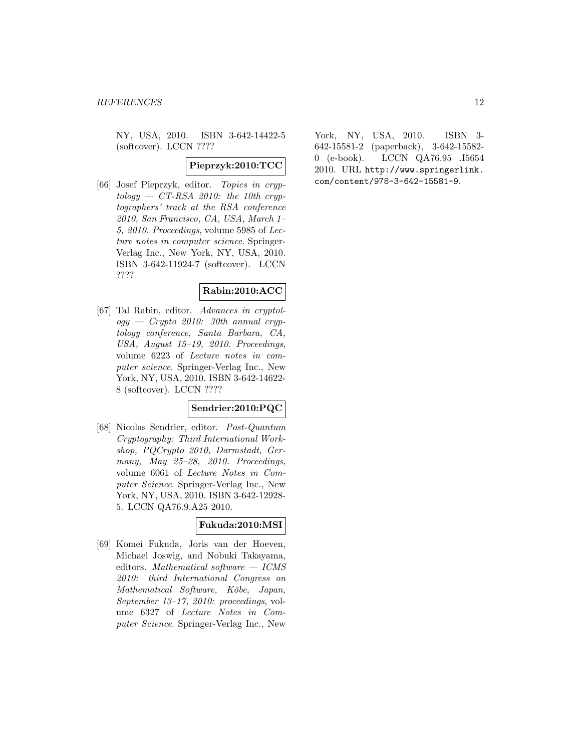NY, USA, 2010. ISBN 3-642-14422-5 (softcover). LCCN ????

**Pieprzyk:2010:TCC**

[66] Josef Pieprzyk, editor. *Topics in cryptology — CT-RSA 2010: the 10th cryptographers' track at the RSA conference 2010, San Francisco, CA, USA, March 1–5, 2010. Proceedings*, volume 5985 of *Lecture notes in computer science*. Springer-Verlag Inc., New York, NY, USA, 2010. ISBN 3-642-11924-7 (softcover). LCCN ????

**Rabin:2010:ACC**

[67] Tal Rabin, editor. *Advances in cryptology — Crypto 2010: 30th annual cryptology conference, Santa Barbara, CA, USA, August 15–19, 2010. Proceedings*, volume 6223 of *Lecture notes in computer science*. Springer-Verlag Inc., New York, NY, USA, 2010. ISBN 3-642-14622-8 (softcover). LCCN ????

**Sendrier:2010:PQC**

[68] Nicolas Sendrier, editor. *Post-Quantum Cryptography: Third International Workshop, PQCrypto 2010, Darmstadt, Germany, May 25–28, 2010. Proceedings*, volume 6061 of *Lecture Notes in Computer Science*. Springer-Verlag Inc., New York, NY, USA, 2010. ISBN 3-642-12928-5. LCCN QA76.9.A25 2010.

**Fukuda:2010:MSI**

[69] Komei Fukuda, Joris van der Hoeven, Michael Joswig, and Nobuki Takayama, editors. *Mathematical software — ICMS 2010: third International Congress on Mathematical Software, Kōbe, Japan, September 13–17, 2010: proceedings*, volume 6327 of *Lecture Notes in Computer Science*. Springer-Verlag Inc., New York, NY, USA, 2010. ISBN 3-642-15581-2 (paperback), 3-642-15582-0 (e-book). LCCN QA76.95 .I5654 2010. URL http://www.springerlink.com/content/978-3-642-15581-9.